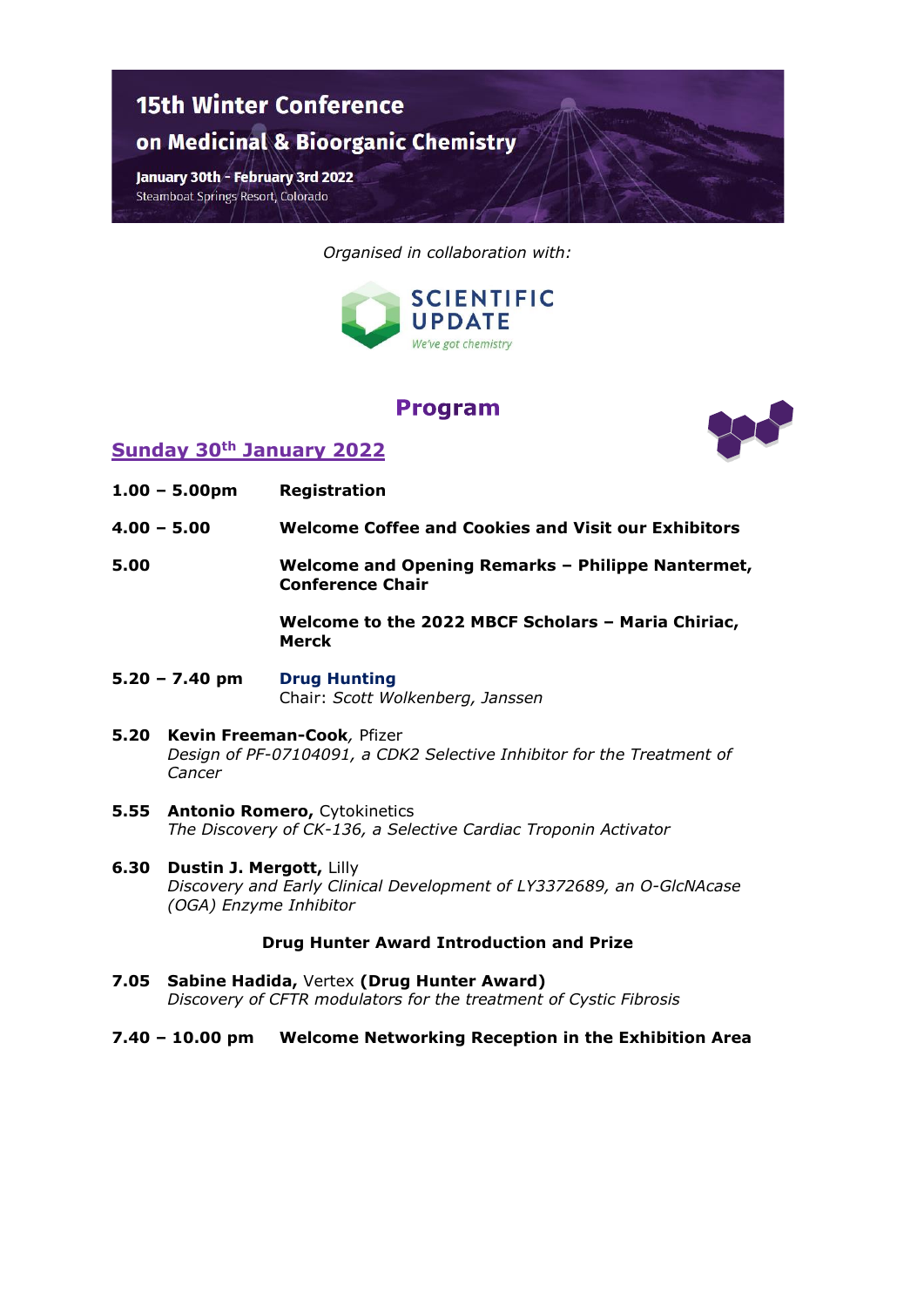# 15th Winter Conference on Medicinal & Bioorganic Chemistry

**January 30th - February 3rd 2022**
Steamboat Springs Resort, Colorado

*Organised in collaboration with:*

SCIENTIFIC UPDATE
*We've got chemistry*

## Program

### Sunday 30th January 2022

**1.00 – 5.00pm** **Registration**

**4.00 – 5.00** **Welcome Coffee and Cookies and Visit our Exhibitors**

**5.00** **Welcome and Opening Remarks – Philippe Nantermet, Conference Chair**

**Welcome to the 2022 MBCF Scholars – Maria Chiriac, Merck**

**5.20 – 7.40 pm** **Drug Hunting**
Chair: *Scott Wolkenberg, Janssen*

**5.20** **Kevin Freeman-Cook**, Pfizer
*Design of PF-07104091, a CDK2 Selective Inhibitor for the Treatment of Cancer*

**5.55** **Antonio Romero,** Cytokinetics
*The Discovery of CK-136, a Selective Cardiac Troponin Activator*

**6.30** **Dustin J. Mergott,** Lilly
*Discovery and Early Clinical Development of LY3372689, an O-GlcNAcase (OGA) Enzyme Inhibitor*

**Drug Hunter Award Introduction and Prize**

**7.05** **Sabine Hadida,** Vertex **(Drug Hunter Award)**
*Discovery of CFTR modulators for the treatment of Cystic Fibrosis*

**7.40 – 10.00 pm** **Welcome Networking Reception in the Exhibition Area**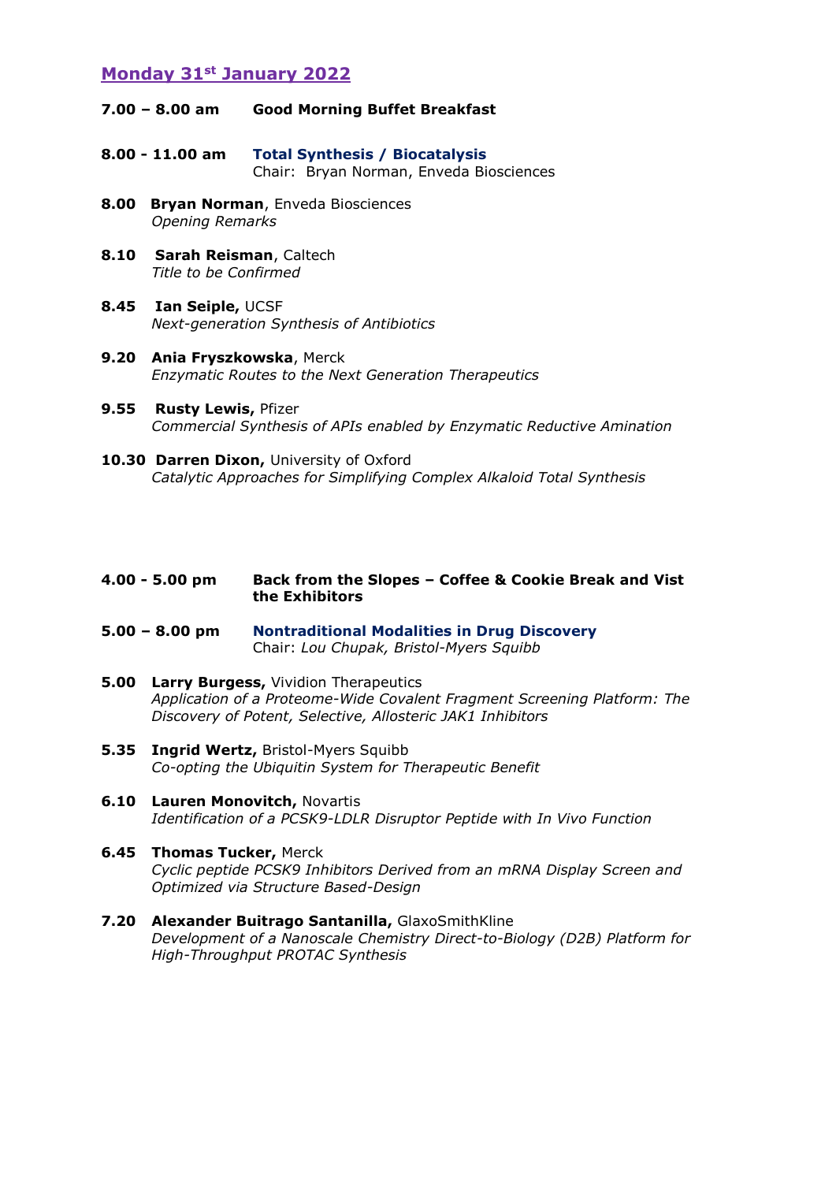## Monday 31st January 2022

**7.00 – 8.00 am** **Good Morning Buffet Breakfast**

**8.00 - 11.00 am** **Total Synthesis / Biocatalysis**
Chair: Bryan Norman, Enveda Biosciences

**8.00** **Bryan Norman**, Enveda Biosciences
*Opening Remarks*

**8.10** **Sarah Reisman**, Caltech
*Title to be Confirmed*

**8.45** **Ian Seiple,** UCSF
*Next-generation Synthesis of Antibiotics*

**9.20** **Ania Fryszkowska**, Merck
*Enzymatic Routes to the Next Generation Therapeutics*

**9.55** **Rusty Lewis,** Pfizer
*Commercial Synthesis of APIs enabled by Enzymatic Reductive Amination*

**10.30** **Darren Dixon,** University of Oxford
*Catalytic Approaches for Simplifying Complex Alkaloid Total Synthesis*

**4.00 - 5.00 pm** **Back from the Slopes – Coffee & Cookie Break and Vist the Exhibitors**

**5.00 – 8.00 pm** **Nontraditional Modalities in Drug Discovery**
Chair: *Lou Chupak, Bristol-Myers Squibb*

**5.00** **Larry Burgess,** Vividion Therapeutics
*Application of a Proteome-Wide Covalent Fragment Screening Platform: The Discovery of Potent, Selective, Allosteric JAK1 Inhibitors*

**5.35** **Ingrid Wertz,** Bristol-Myers Squibb
*Co-opting the Ubiquitin System for Therapeutic Benefit*

**6.10** **Lauren Monovitch,** Novartis
*Identification of a PCSK9-LDLR Disruptor Peptide with In Vivo Function*

**6.45** **Thomas Tucker,** Merck
*Cyclic peptide PCSK9 Inhibitors Derived from an mRNA Display Screen and Optimized via Structure Based-Design*

**7.20** **Alexander Buitrago Santanilla,** GlaxoSmithKline
*Development of a Nanoscale Chemistry Direct-to-Biology (D2B) Platform for High-Throughput PROTAC Synthesis*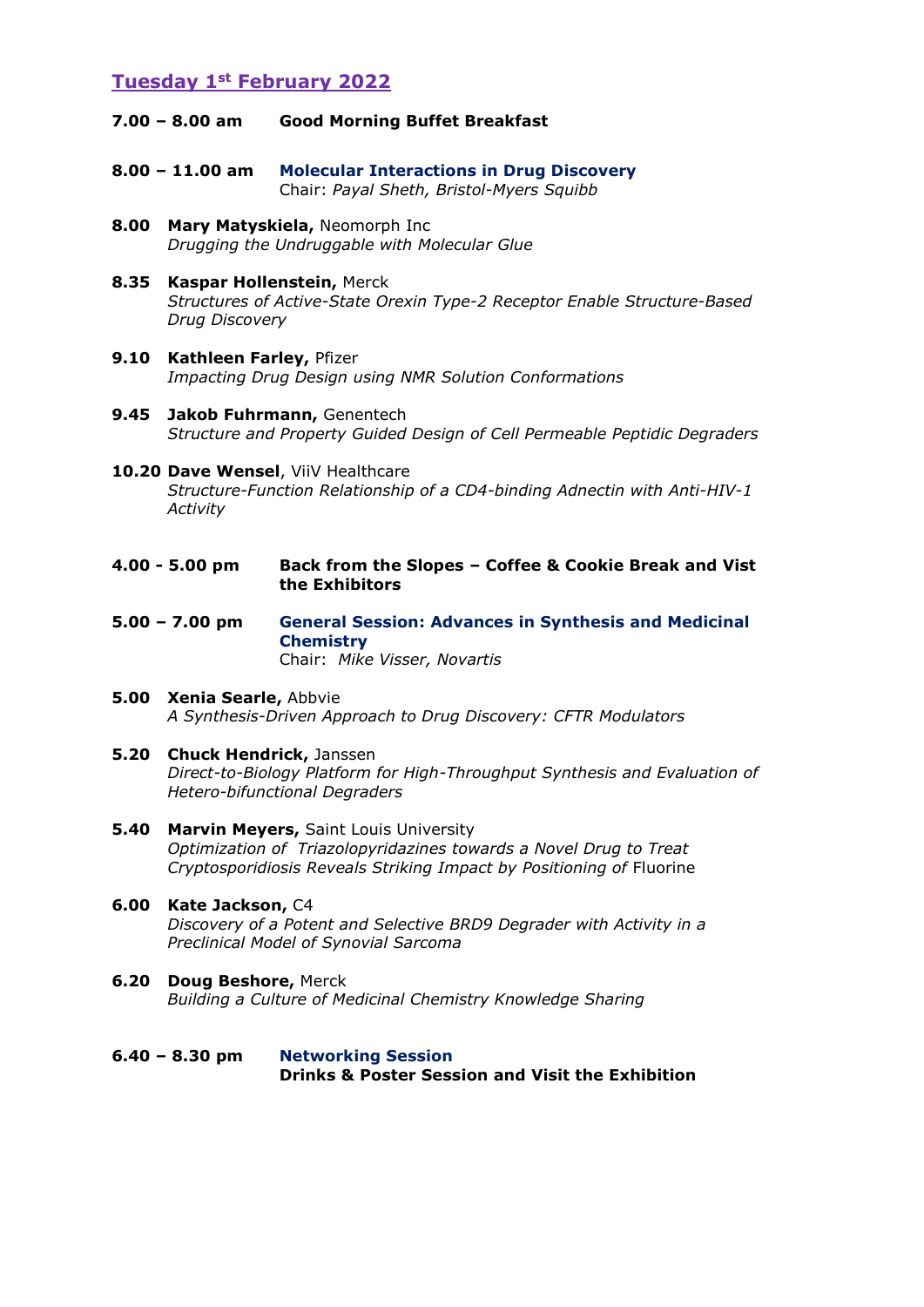## Tuesday 1st February 2022

**7.00 – 8.00 am** **Good Morning Buffet Breakfast**

**8.00 – 11.00 am** **Molecular Interactions in Drug Discovery**
Chair: *Payal Sheth, Bristol-Myers Squibb*

**8.00** **Mary Matyskiela,** Neomorph Inc
*Drugging the Undruggable with Molecular Glue*

**8.35** **Kaspar Hollenstein,** Merck
*Structures of Active-State Orexin Type-2 Receptor Enable Structure-Based Drug Discovery*

**9.10** **Kathleen Farley,** Pfizer
*Impacting Drug Design using NMR Solution Conformations*

**9.45** **Jakob Fuhrmann,** Genentech
*Structure and Property Guided Design of Cell Permeable Peptidic Degraders*

**10.20** **Dave Wensel**, ViiV Healthcare
*Structure-Function Relationship of a CD4-binding Adnectin with Anti-HIV-1 Activity*

**4.00 - 5.00 pm** **Back from the Slopes – Coffee & Cookie Break and Vist the Exhibitors**

**5.00 – 7.00 pm** **General Session: Advances in Synthesis and Medicinal Chemistry**
Chair: *Mike Visser, Novartis*

**5.00** **Xenia Searle,** Abbvie
*A Synthesis-Driven Approach to Drug Discovery: CFTR Modulators*

**5.20** **Chuck Hendrick,** Janssen
*Direct-to-Biology Platform for High-Throughput Synthesis and Evaluation of Hetero-bifunctional Degraders*

**5.40** **Marvin Meyers,** Saint Louis University
*Optimization of Triazolopyridazines towards a Novel Drug to Treat Cryptosporidiosis Reveals Striking Impact by Positioning of* Fluorine

**6.00** **Kate Jackson,** C4
*Discovery of a Potent and Selective BRD9 Degrader with Activity in a Preclinical Model of Synovial Sarcoma*

**6.20** **Doug Beshore,** Merck
*Building a Culture of Medicinal Chemistry Knowledge Sharing*

**6.40 – 8.30 pm** **Networking Session**
**Drinks & Poster Session and Visit the Exhibition**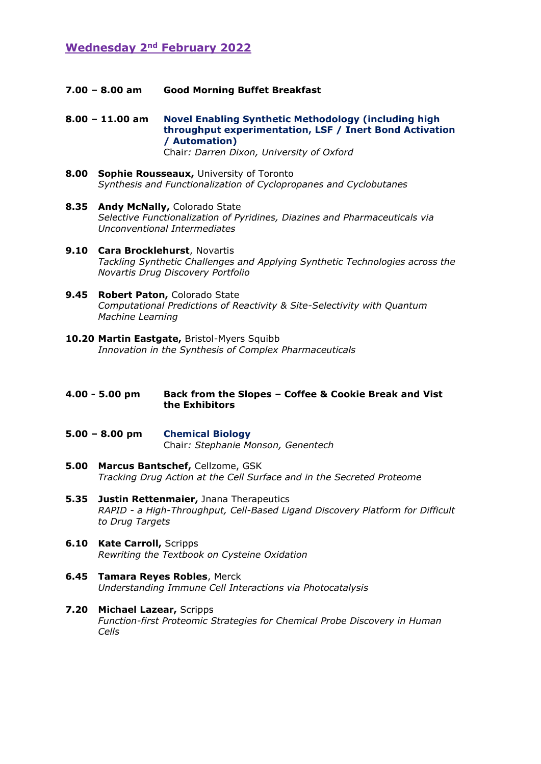## Wednesday 2nd February 2022

**7.00 – 8.00 am** **Good Morning Buffet Breakfast**

**8.00 – 11.00 am** **Novel Enabling Synthetic Methodology (including high throughput experimentation, LSF / Inert Bond Activation / Automation)**
Chair*: Darren Dixon, University of Oxford*

**8.00** **Sophie Rousseaux,** University of Toronto
*Synthesis and Functionalization of Cyclopropanes and Cyclobutanes*

**8.35** **Andy McNally,** Colorado State
*Selective Functionalization of Pyridines, Diazines and Pharmaceuticals via Unconventional Intermediates*

**9.10** **Cara Brocklehurst**, Novartis
*Tackling Synthetic Challenges and Applying Synthetic Technologies across the Novartis Drug Discovery Portfolio*

**9.45** **Robert Paton,** Colorado State
*Computational Predictions of Reactivity & Site-Selectivity with Quantum Machine Learning*

**10.20** **Martin Eastgate,** Bristol-Myers Squibb
*Innovation in the Synthesis of Complex Pharmaceuticals*

**4.00 - 5.00 pm** **Back from the Slopes – Coffee & Cookie Break and Vist the Exhibitors**

**5.00 – 8.00 pm** **Chemical Biology**
Chair*: Stephanie Monson, Genentech*

**5.00** **Marcus Bantschef,** Cellzome, GSK
*Tracking Drug Action at the Cell Surface and in the Secreted Proteome*

**5.35** **Justin Rettenmaier,** Jnana Therapeutics
*RAPID - a High-Throughput, Cell-Based Ligand Discovery Platform for Difficult to Drug Targets*

**6.10** **Kate Carroll,** Scripps
*Rewriting the Textbook on Cysteine Oxidation*

**6.45** **Tamara Reyes Robles**, Merck
*Understanding Immune Cell Interactions via Photocatalysis*

**7.20** **Michael Lazear,** Scripps
*Function-first Proteomic Strategies for Chemical Probe Discovery in Human Cells*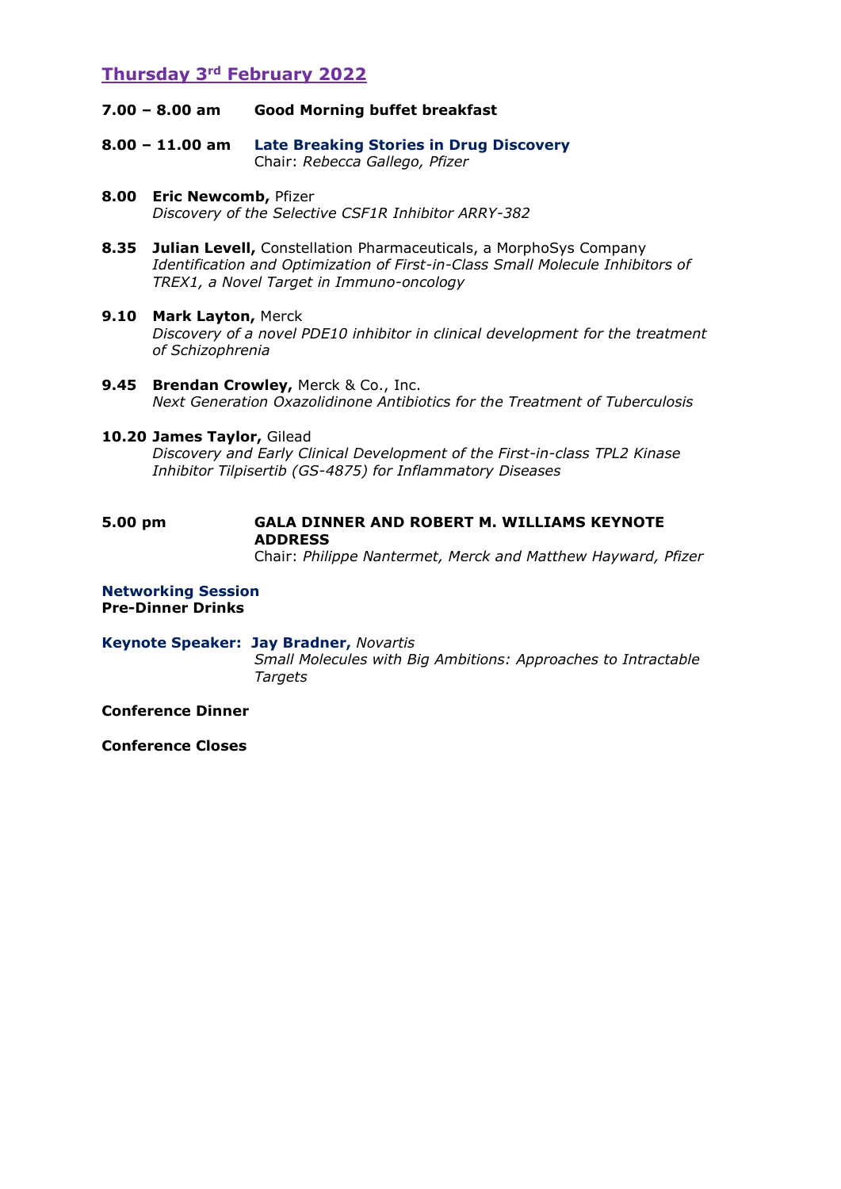## Thursday 3rd February 2022

**7.00 – 8.00 am** **Good Morning buffet breakfast**

**8.00 – 11.00 am** **Late Breaking Stories in Drug Discovery**
Chair: *Rebecca Gallego, Pfizer*

**8.00** **Eric Newcomb,** Pfizer
*Discovery of the Selective CSF1R Inhibitor ARRY-382*

**8.35** **Julian Levell,** Constellation Pharmaceuticals, a MorphoSys Company
*Identification and Optimization of First-in-Class Small Molecule Inhibitors of TREX1, a Novel Target in Immuno-oncology*

**9.10** **Mark Layton,** Merck
*Discovery of a novel PDE10 inhibitor in clinical development for the treatment of Schizophrenia*

**9.45** **Brendan Crowley,** Merck & Co., Inc.
*Next Generation Oxazolidinone Antibiotics for the Treatment of Tuberculosis*

**10.20** **James Taylor,** Gilead
*Discovery and Early Clinical Development of the First-in-class TPL2 Kinase Inhibitor Tilpisertib (GS-4875) for Inflammatory Diseases*

**5.00 pm** **GALA DINNER AND ROBERT M. WILLIAMS KEYNOTE ADDRESS**
Chair: *Philippe Nantermet, Merck and Matthew Hayward, Pfizer*

**Networking Session**
**Pre-Dinner Drinks**

**Keynote Speaker:** **Jay Bradner,** *Novartis*
*Small Molecules with Big Ambitions: Approaches to Intractable Targets*

**Conference Dinner**

**Conference Closes**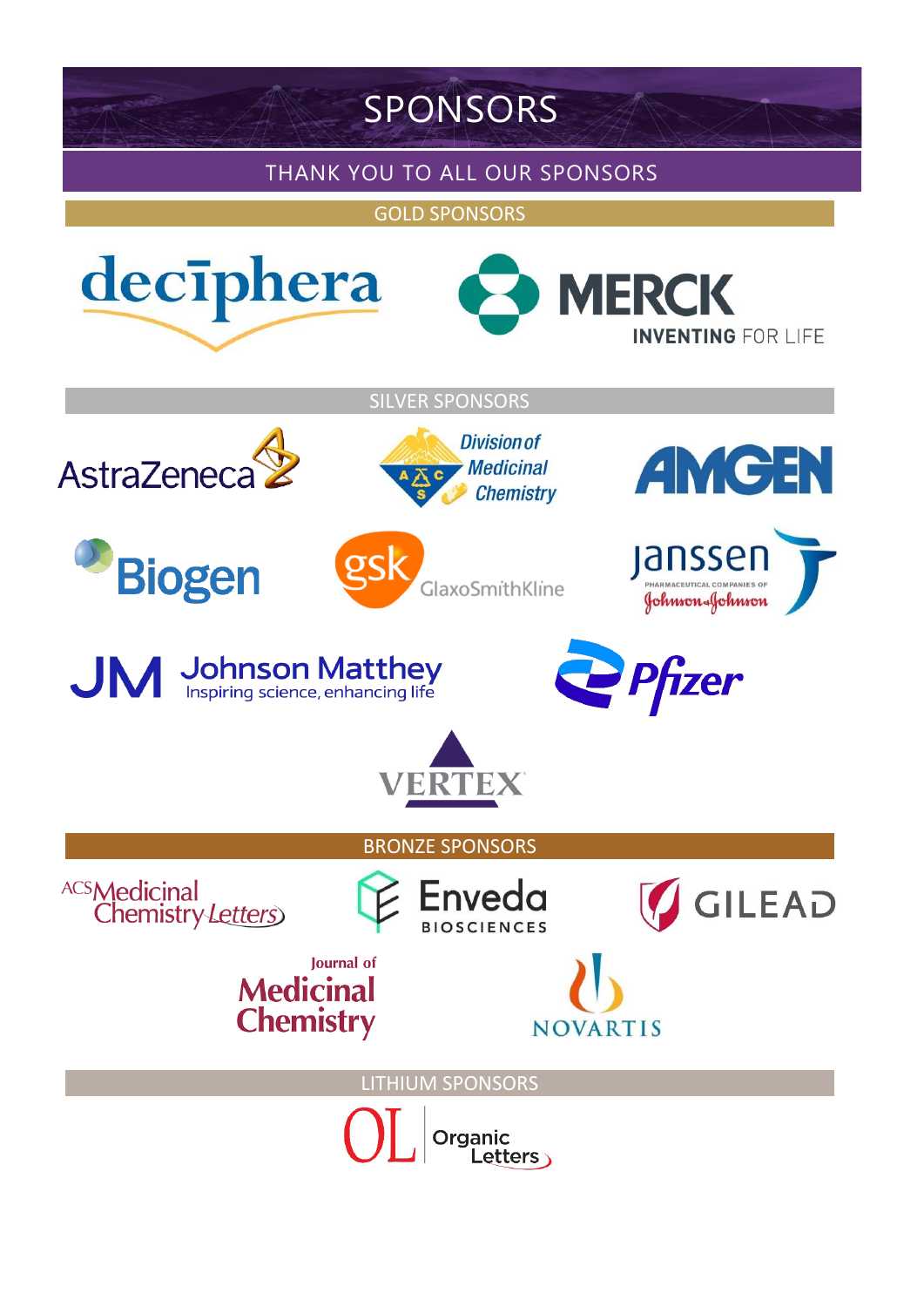# SPONSORS

## THANK YOU TO ALL OUR SPONSORS

### GOLD SPONSORS

deciphera

MERCK
INVENTING FOR LIFE

### SILVER SPONSORS

AstraZeneca

Division of Medicinal Chemistry

AMGEN

Biogen

gsk GlaxoSmithKline

janssen
PHARMACEUTICAL COMPANIES OF Johnson & Johnson

JM Johnson Matthey
Inspiring science, enhancing life

Pfizer

VERTEX

### BRONZE SPONSORS

ACS Medicinal Chemistry Letters

Enveda BIOSCIENCES

GILEAD

Journal of Medicinal Chemistry

NOVARTIS

### LITHIUM SPONSORS

OL Organic Letters